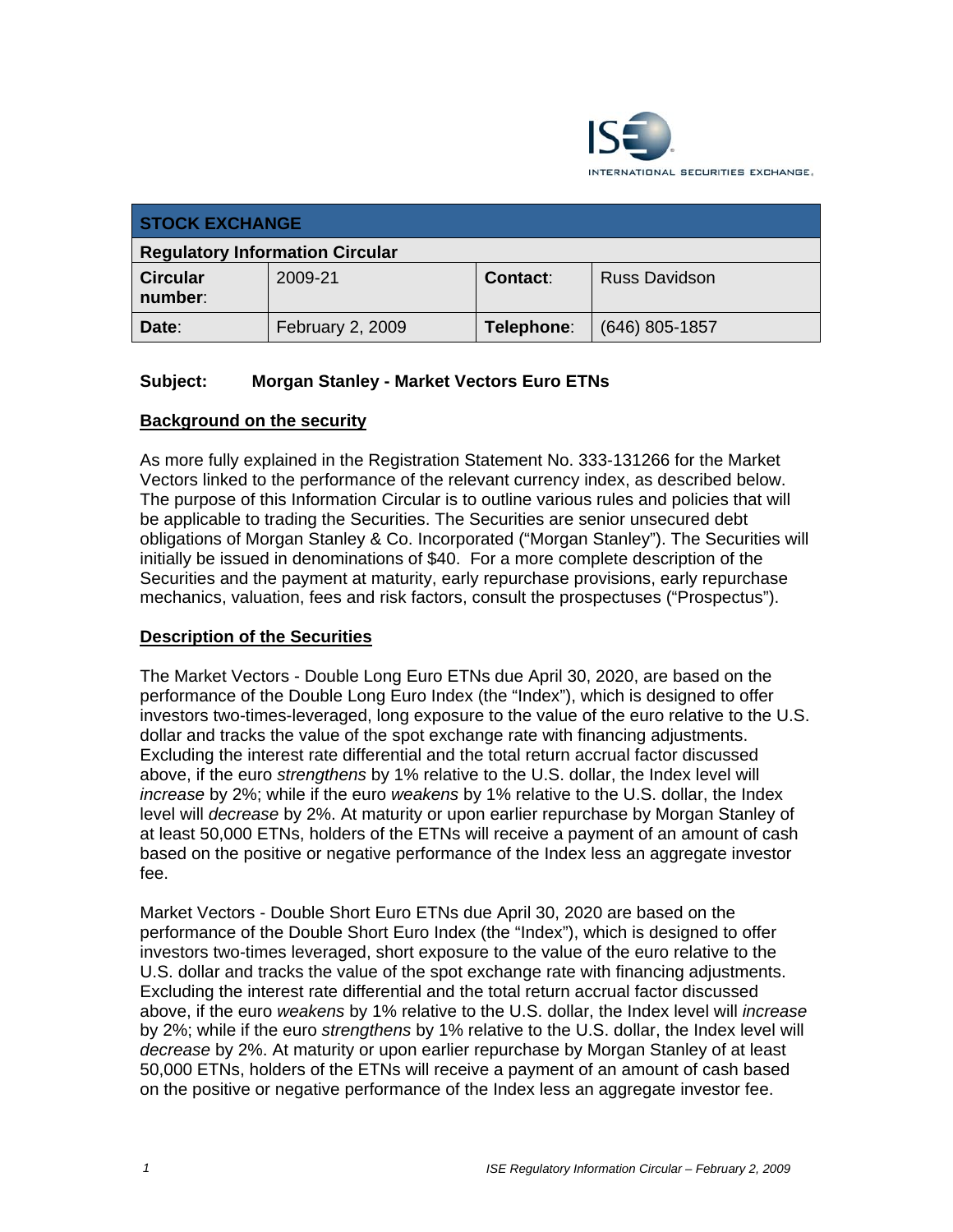INTERNATIONAL SECURITIES EXCHANGE.

| STOCK EXCHANGE | | | |
|---|---|---|---|
| **Regulatory Information Circular** | | | |
| **Circular number**: | 2009-21 | **Contact**: | Russ Davidson |
| **Date**: | February 2, 2009 | **Telephone**: | (646) 805-1857 |

**Subject: Morgan Stanley - Market Vectors Euro ETNs**

## Background on the security

As more fully explained in the Registration Statement No. 333-131266 for the Market Vectors linked to the performance of the relevant currency index, as described below. The purpose of this Information Circular is to outline various rules and policies that will be applicable to trading the Securities. The Securities are senior unsecured debt obligations of Morgan Stanley & Co. Incorporated ("Morgan Stanley"). The Securities will initially be issued in denominations of $40. For a more complete description of the Securities and the payment at maturity, early repurchase provisions, early repurchase mechanics, valuation, fees and risk factors, consult the prospectuses ("Prospectus").

## Description of the Securities

The Market Vectors - Double Long Euro ETNs due April 30, 2020, are based on the performance of the Double Long Euro Index (the "Index"), which is designed to offer investors two-times-leveraged, long exposure to the value of the euro relative to the U.S. dollar and tracks the value of the spot exchange rate with financing adjustments. Excluding the interest rate differential and the total return accrual factor discussed above, if the euro *strengthens* by 1% relative to the U.S. dollar, the Index level will *increase* by 2%; while if the euro *weakens* by 1% relative to the U.S. dollar, the Index level will *decrease* by 2%. At maturity or upon earlier repurchase by Morgan Stanley of at least 50,000 ETNs, holders of the ETNs will receive a payment of an amount of cash based on the positive or negative performance of the Index less an aggregate investor fee.

Market Vectors - Double Short Euro ETNs due April 30, 2020 are based on the performance of the Double Short Euro Index (the "Index"), which is designed to offer investors two-times leveraged, short exposure to the value of the euro relative to the U.S. dollar and tracks the value of the spot exchange rate with financing adjustments. Excluding the interest rate differential and the total return accrual factor discussed above, if the euro *weakens* by 1% relative to the U.S. dollar, the Index level will *increase* by 2%; while if the euro *strengthens* by 1% relative to the U.S. dollar, the Index level will *decrease* by 2%. At maturity or upon earlier repurchase by Morgan Stanley of at least 50,000 ETNs, holders of the ETNs will receive a payment of an amount of cash based on the positive or negative performance of the Index less an aggregate investor fee.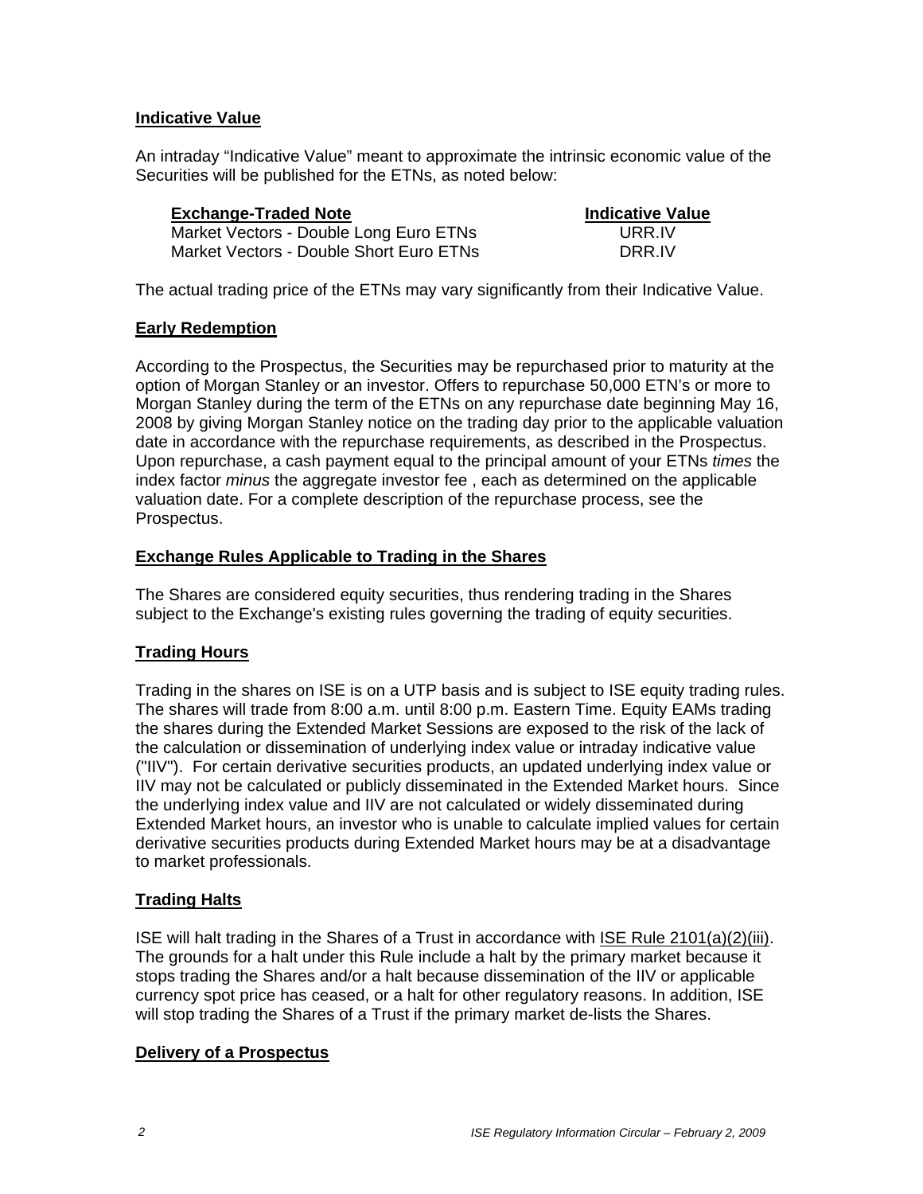## Indicative Value

An intraday "Indicative Value" meant to approximate the intrinsic economic value of the Securities will be published for the ETNs, as noted below:

| Exchange-Traded Note | Indicative Value |
|---|---|
| Market Vectors - Double Long Euro ETNs | URR.IV |
| Market Vectors - Double Short Euro ETNs | DRR.IV |

The actual trading price of the ETNs may vary significantly from their Indicative Value.

## Early Redemption

According to the Prospectus, the Securities may be repurchased prior to maturity at the option of Morgan Stanley or an investor. Offers to repurchase 50,000 ETN's or more to Morgan Stanley during the term of the ETNs on any repurchase date beginning May 16, 2008 by giving Morgan Stanley notice on the trading day prior to the applicable valuation date in accordance with the repurchase requirements, as described in the Prospectus. Upon repurchase, a cash payment equal to the principal amount of your ETNs *times* the index factor *minus* the aggregate investor fee , each as determined on the applicable valuation date. For a complete description of the repurchase process, see the Prospectus.

## Exchange Rules Applicable to Trading in the Shares

The Shares are considered equity securities, thus rendering trading in the Shares subject to the Exchange's existing rules governing the trading of equity securities.

## Trading Hours

Trading in the shares on ISE is on a UTP basis and is subject to ISE equity trading rules. The shares will trade from 8:00 a.m. until 8:00 p.m. Eastern Time. Equity EAMs trading the shares during the Extended Market Sessions are exposed to the risk of the lack of the calculation or dissemination of underlying index value or intraday indicative value ("IIV"). For certain derivative securities products, an updated underlying index value or IIV may not be calculated or publicly disseminated in the Extended Market hours. Since the underlying index value and IIV are not calculated or widely disseminated during Extended Market hours, an investor who is unable to calculate implied values for certain derivative securities products during Extended Market hours may be at a disadvantage to market professionals.

## Trading Halts

ISE will halt trading in the Shares of a Trust in accordance with ISE Rule 2101(a)(2)(iii). The grounds for a halt under this Rule include a halt by the primary market because it stops trading the Shares and/or a halt because dissemination of the IIV or applicable currency spot price has ceased, or a halt for other regulatory reasons. In addition, ISE will stop trading the Shares of a Trust if the primary market de-lists the Shares.

## Delivery of a Prospectus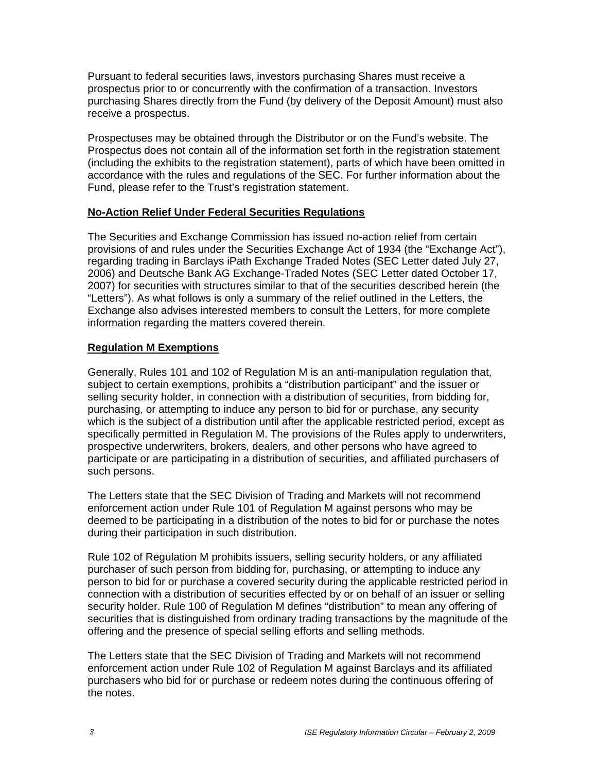Pursuant to federal securities laws, investors purchasing Shares must receive a prospectus prior to or concurrently with the confirmation of a transaction. Investors purchasing Shares directly from the Fund (by delivery of the Deposit Amount) must also receive a prospectus.

Prospectuses may be obtained through the Distributor or on the Fund's website. The Prospectus does not contain all of the information set forth in the registration statement (including the exhibits to the registration statement), parts of which have been omitted in accordance with the rules and regulations of the SEC. For further information about the Fund, please refer to the Trust's registration statement.

**No-Action Relief Under Federal Securities Regulations**

The Securities and Exchange Commission has issued no-action relief from certain provisions of and rules under the Securities Exchange Act of 1934 (the "Exchange Act"), regarding trading in Barclays iPath Exchange Traded Notes (SEC Letter dated July 27, 2006) and Deutsche Bank AG Exchange-Traded Notes (SEC Letter dated October 17, 2007) for securities with structures similar to that of the securities described herein (the "Letters"). As what follows is only a summary of the relief outlined in the Letters, the Exchange also advises interested members to consult the Letters, for more complete information regarding the matters covered therein.

**Regulation M Exemptions**

Generally, Rules 101 and 102 of Regulation M is an anti-manipulation regulation that, subject to certain exemptions, prohibits a "distribution participant" and the issuer or selling security holder, in connection with a distribution of securities, from bidding for, purchasing, or attempting to induce any person to bid for or purchase, any security which is the subject of a distribution until after the applicable restricted period, except as specifically permitted in Regulation M. The provisions of the Rules apply to underwriters, prospective underwriters, brokers, dealers, and other persons who have agreed to participate or are participating in a distribution of securities, and affiliated purchasers of such persons.

The Letters state that the SEC Division of Trading and Markets will not recommend enforcement action under Rule 101 of Regulation M against persons who may be deemed to be participating in a distribution of the notes to bid for or purchase the notes during their participation in such distribution.

Rule 102 of Regulation M prohibits issuers, selling security holders, or any affiliated purchaser of such person from bidding for, purchasing, or attempting to induce any person to bid for or purchase a covered security during the applicable restricted period in connection with a distribution of securities effected by or on behalf of an issuer or selling security holder. Rule 100 of Regulation M defines "distribution" to mean any offering of securities that is distinguished from ordinary trading transactions by the magnitude of the offering and the presence of special selling efforts and selling methods.

The Letters state that the SEC Division of Trading and Markets will not recommend enforcement action under Rule 102 of Regulation M against Barclays and its affiliated purchasers who bid for or purchase or redeem notes during the continuous offering of the notes.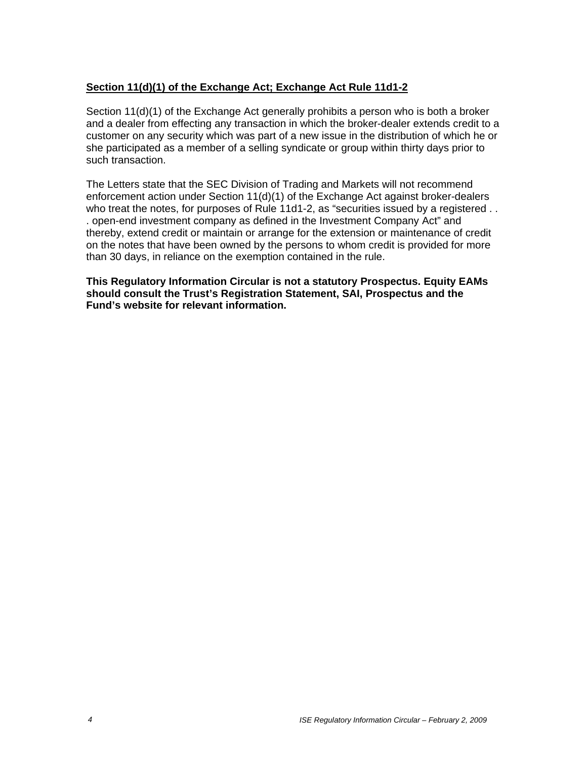**Section 11(d)(1) of the Exchange Act; Exchange Act Rule 11d1-2**

Section 11(d)(1) of the Exchange Act generally prohibits a person who is both a broker and a dealer from effecting any transaction in which the broker-dealer extends credit to a customer on any security which was part of a new issue in the distribution of which he or she participated as a member of a selling syndicate or group within thirty days prior to such transaction.

The Letters state that the SEC Division of Trading and Markets will not recommend enforcement action under Section 11(d)(1) of the Exchange Act against broker-dealers who treat the notes, for purposes of Rule 11d1-2, as "securities issued by a registered . . . open-end investment company as defined in the Investment Company Act" and thereby, extend credit or maintain or arrange for the extension or maintenance of credit on the notes that have been owned by the persons to whom credit is provided for more than 30 days, in reliance on the exemption contained in the rule.

**This Regulatory Information Circular is not a statutory Prospectus. Equity EAMs should consult the Trust's Registration Statement, SAI, Prospectus and the Fund's website for relevant information.**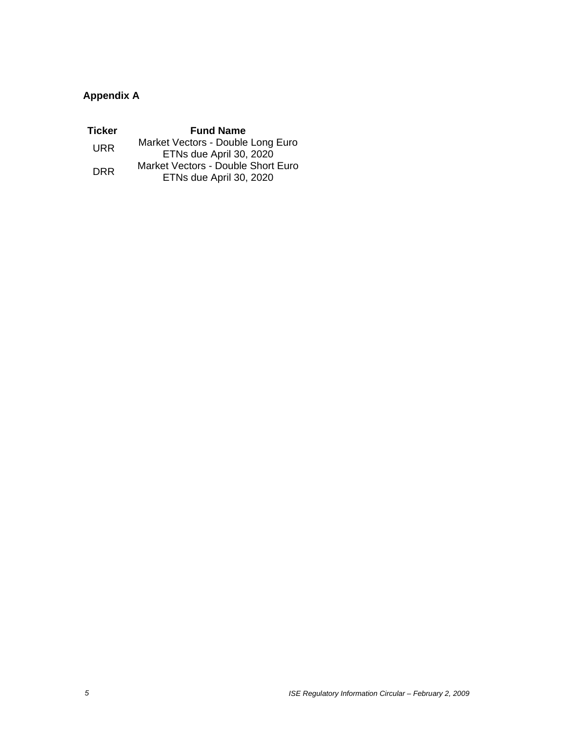**Appendix A**

| Ticker | Fund Name |
|---|---|
| URR | Market Vectors - Double Long Euro ETNs due April 30, 2020 |
| DRR | Market Vectors - Double Short Euro ETNs due April 30, 2020 |